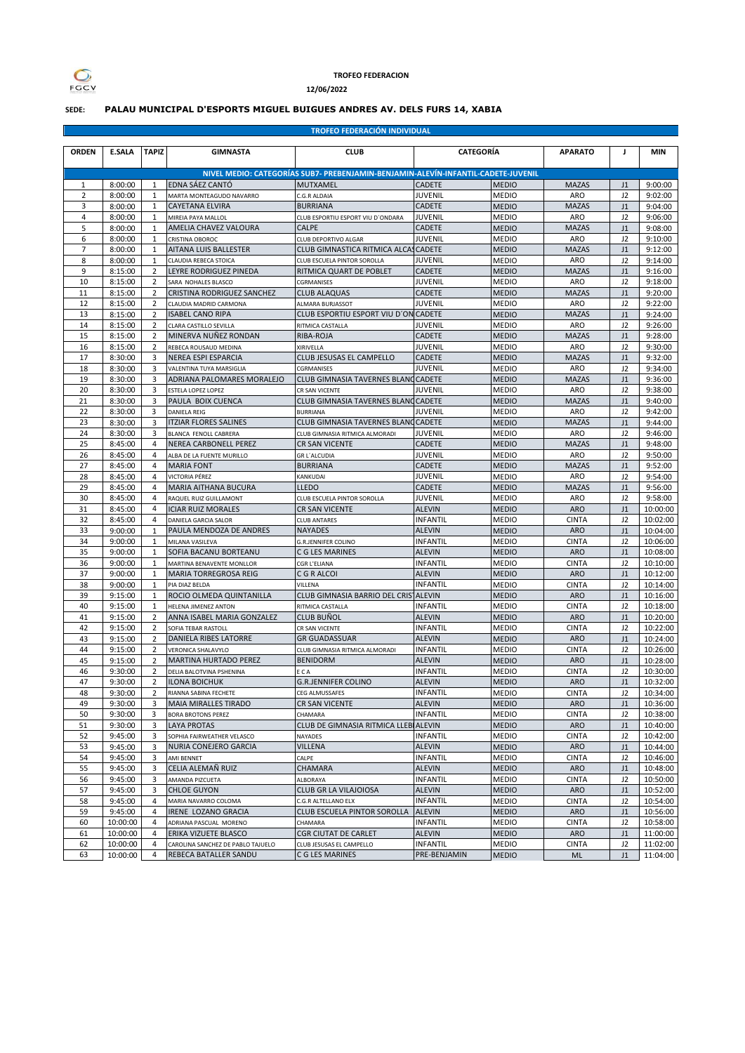FGCV

**TROFEO FEDERACION**

**12/06/2022**

**SEDE: PALAU MUNICIPAL D'ESPORTS MIGUEL BUIGUES ANDRES AV. DELS FURS 14, XABIA**

**TROFEO FEDERACIÓN INDIVIDUAL**

| ORDEN | E.SALA | TAPIZ | GIMNASTA | CLUB | CATEGORÍA | | APARATO | J | MIN |
|---|---|---|---|---|---|---|---|---|---|
| NIVEL MEDIO: CATEGORÍAS SUB7- PREBENJAMIN-BENJAMIN-ALEVÍN-INFANTIL-CADETE-JUVENIL | | | | | | | | | |
| 1 | 8:00:00 | 1 | EDNA SÁEZ CANTÓ | MUTXAMEL | CADETE | MEDIO | MAZAS | J1 | 9:00:00 |
| 2 | 8:00:00 | 1 | MARTA MONTEAGUDO NAVARRO | C.G.R ALDAIA | JUVENIL | MEDIO | ARO | J2 | 9:02:00 |
| 3 | 8:00:00 | 1 | CAYETANA ELVIRA | BURRIANA | CADETE | MEDIO | MAZAS | J1 | 9:04:00 |
| 4 | 8:00:00 | 1 | MIREIA PAYA MALLOL | CLUB ESPORTIU ESPORT VIU D´ONDARA | JUVENIL | MEDIO | ARO | J2 | 9:06:00 |
| 5 | 8:00:00 | 1 | AMELIA CHAVEZ VALOURA | CALPE | CADETE | MEDIO | MAZAS | J1 | 9:08:00 |
| 6 | 8:00:00 | 1 | CRISTINA OBOROC | CLUB DEPORTIVO ALGAR | JUVENIL | MEDIO | ARO | J2 | 9:10:00 |
| 7 | 8:00:00 | 1 | AITANA LUIS BALLESTER | CLUB GIMNASTICA RITMICA ALCAS | CADETE | MEDIO | MAZAS | J1 | 9:12:00 |
| 8 | 8:00:00 | 1 | CLAUDIA REBECA STOICA | CLUB ESCUELA PINTOR SOROLLA | JUVENIL | MEDIO | ARO | J2 | 9:14:00 |
| 9 | 8:15:00 | 2 | LEYRE RODRIGUEZ PINEDA | RITMICA QUART DE POBLET | CADETE | MEDIO | MAZAS | J1 | 9:16:00 |
| 10 | 8:15:00 | 2 | SARA NOHALES BLASCO | CGRMANISES | JUVENIL | MEDIO | ARO | J2 | 9:18:00 |
| 11 | 8:15:00 | 2 | CRISTINA RODRIGUEZ SANCHEZ | CLUB ALAQUAS | CADETE | MEDIO | MAZAS | J1 | 9:20:00 |
| 12 | 8:15:00 | 2 | CLAUDIA MADRID CARMONA | ALMARA BURJASSOT | JUVENIL | MEDIO | ARO | J2 | 9:22:00 |
| 13 | 8:15:00 | 2 | ISABEL CANO RIPA | CLUB ESPORTIU ESPORT VIU D´ON | CADETE | MEDIO | MAZAS | J1 | 9:24:00 |
| 14 | 8:15:00 | 2 | CLARA CASTILLO SEVILLA | RITMICA CASTALLA | JUVENIL | MEDIO | ARO | J2 | 9:26:00 |
| 15 | 8:15:00 | 2 | MINERVA NUÑEZ RONDAN | RIBA-ROJA | CADETE | MEDIO | MAZAS | J1 | 9:28:00 |
| 16 | 8:15:00 | 2 | REBECA ROUSAUD MEDINA | XIRIVELLA | JUVENIL | MEDIO | ARO | J2 | 9:30:00 |
| 17 | 8:30:00 | 3 | NEREA ESPI ESPARCIA | CLUB JESUSAS EL CAMPELLO | CADETE | MEDIO | MAZAS | J1 | 9:32:00 |
| 18 | 8:30:00 | 3 | VALENTINA TUYA MARSIGLIA | CGRMANISES | JUVENIL | MEDIO | ARO | J2 | 9:34:00 |
| 19 | 8:30:00 | 3 | ADRIANA PALOMARES MORALEJO | CLUB GIMNASIA TAVERNES BLANC | CADETE | MEDIO | MAZAS | J1 | 9:36:00 |
| 20 | 8:30:00 | 3 | ESTELA LOPEZ LOPEZ | CR SAN VICENTE | JUVENIL | MEDIO | ARO | J2 | 9:38:00 |
| 21 | 8:30:00 | 3 | PAULA BOIX CUENCA | CLUB GIMNASIA TAVERNES BLANC | CADETE | MEDIO | MAZAS | J1 | 9:40:00 |
| 22 | 8:30:00 | 3 | DANIELA REIG | BURRIANA | JUVENIL | MEDIO | ARO | J2 | 9:42:00 |
| 23 | 8:30:00 | 3 | ITZIAR FLORES SALINES | CLUB GIMNASIA TAVERNES BLANC | CADETE | MEDIO | MAZAS | J1 | 9:44:00 |
| 24 | 8:30:00 | 3 | BLANCA FENOLL CABRERA | CLUB GIMNASIA RITMICA ALMORADI | JUVENIL | MEDIO | ARO | J2 | 9:46:00 |
| 25 | 8:45:00 | 4 | NEREA CARBONELL PEREZ | CR SAN VICENTE | CADETE | MEDIO | MAZAS | J1 | 9:48:00 |
| 26 | 8:45:00 | 4 | ALBA DE LA FUENTE MURILLO | GR L´ALCUDIA | JUVENIL | MEDIO | ARO | J2 | 9:50:00 |
| 27 | 8:45:00 | 4 | MARIA FONT | BURRIANA | CADETE | MEDIO | MAZAS | J1 | 9:52:00 |
| 28 | 8:45:00 | 4 | VICTORIA PÉREZ | KANKUDAI | JUVENIL | MEDIO | ARO | J2 | 9:54:00 |
| 29 | 8:45:00 | 4 | MARIA AITHANA BUCURA | LLEDO | CADETE | MEDIO | MAZAS | J1 | 9:56:00 |
| 30 | 8:45:00 | 4 | RAQUEL RUIZ GUILLAMONT | CLUB ESCUELA PINTOR SOROLLA | JUVENIL | MEDIO | ARO | J2 | 9:58:00 |
| 31 | 8:45:00 | 4 | ICIAR RUIZ MORALES | CR SAN VICENTE | ALEVIN | MEDIO | ARO | J1 | 10:00:00 |
| 32 | 8:45:00 | 4 | DANIELA GARCIA SALOR | CLUB ANTARES | INFANTIL | MEDIO | CINTA | J2 | 10:02:00 |
| 33 | 9:00:00 | 1 | PAULA MENDOZA DE ANDRES | NAYADES | ALEVIN | MEDIO | ARO | J1 | 10:04:00 |
| 34 | 9:00:00 | 1 | MILANA VASILEVA | G.R.JENNIFER COLINO | INFANTIL | MEDIO | CINTA | J2 | 10:06:00 |
| 35 | 9:00:00 | 1 | SOFIA BACANU BORTEANU | C G LES MARINES | ALEVIN | MEDIO | ARO | J1 | 10:08:00 |
| 36 | 9:00:00 | 1 | MARTINA BENAVENTE MONLLOR | CGR L'ELIANA | INFANTIL | MEDIO | CINTA | J2 | 10:10:00 |
| 37 | 9:00:00 | 1 | MARIA TORREGROSA REIG | C G R ALCOI | ALEVIN | MEDIO | ARO | J1 | 10:12:00 |
| 38 | 9:00:00 | 1 | PIA DIAZ BELDA | VILLENA | INFANTIL | MEDIO | CINTA | J2 | 10:14:00 |
| 39 | 9:15:00 | 1 | ROCIO OLMEDA QUINTANILLA | CLUB GIMNASIA BARRIO DEL CRIST | ALEVIN | MEDIO | ARO | J1 | 10:16:00 |
| 40 | 9:15:00 | 1 | HELENA JIMENEZ ANTON | RITMICA CASTALLA | INFANTIL | MEDIO | CINTA | J2 | 10:18:00 |
| 41 | 9:15:00 | 2 | ANNA ISABEL MARIA GONZALEZ | CLUB BUÑOL | ALEVIN | MEDIO | ARO | J1 | 10:20:00 |
| 42 | 9:15:00 | 2 | SOFIA TEBAR RASTOLL | CR SAN VICENTE | INFANTIL | MEDIO | CINTA | J2 | 10:22:00 |
| 43 | 9:15:00 | 2 | DANIELA RIBES LATORRE | GR GUADASSUAR | ALEVIN | MEDIO | ARO | J1 | 10:24:00 |
| 44 | 9:15:00 | 2 | VERONICA SHALAVYLO | CLUB GIMNASIA RITMICA ALMORADI | INFANTIL | MEDIO | CINTA | J2 | 10:26:00 |
| 45 | 9:15:00 | 2 | MARTINA HURTADO PEREZ | BENIDORM | ALEVIN | MEDIO | ARO | J1 | 10:28:00 |
| 46 | 9:30:00 | 2 | DELIA BALOTVINA PSHENINA | E C A | INFANTIL | MEDIO | CINTA | J2 | 10:30:00 |
| 47 | 9:30:00 | 2 | ILONA BOICHUK | G.R.JENNIFER COLINO | ALEVIN | MEDIO | ARO | J1 | 10:32:00 |
| 48 | 9:30:00 | 2 | RIANNA SABINA FECHETE | CEG ALMUSSAFES | INFANTIL | MEDIO | CINTA | J2 | 10:34:00 |
| 49 | 9:30:00 | 3 | MAIA MIRALLES TIRADO | CR SAN VICENTE | ALEVIN | MEDIO | ARO | J1 | 10:36:00 |
| 50 | 9:30:00 | 3 | BORA BROTONS PEREZ | CHAMARA | INFANTIL | MEDIO | CINTA | J2 | 10:38:00 |
| 51 | 9:30:00 | 3 | LAYA PROTAS | CLUB DE GIMNASIA RITMICA LLEB | ALEVIN | MEDIO | ARO | J1 | 10:40:00 |
| 52 | 9:45:00 | 3 | SOPHIA FAIRWEATHER VELASCO | NAYADES | INFANTIL | MEDIO | CINTA | J2 | 10:42:00 |
| 53 | 9:45:00 | 3 | NURIA CONEJERO GARCIA | VILLENA | ALEVIN | MEDIO | ARO | J1 | 10:44:00 |
| 54 | 9:45:00 | 3 | AMI BENNET | CALPE | INFANTIL | MEDIO | CINTA | J2 | 10:46:00 |
| 55 | 9:45:00 | 3 | CELIA ALEMAÑ RUIZ | CHAMARA | ALEVIN | MEDIO | ARO | J1 | 10:48:00 |
| 56 | 9:45:00 | 3 | AMANDA PIZCUETA | ALBORAYA | INFANTIL | MEDIO | CINTA | J2 | 10:50:00 |
| 57 | 9:45:00 | 3 | CHLOE GUYON | CLUB GR LA VILAJOIOSA | ALEVIN | MEDIO | ARO | J1 | 10:52:00 |
| 58 | 9:45:00 | 4 | MARIA NAVARRO COLOMA | C.G.R ALTELLANO ELX | INFANTIL | MEDIO | CINTA | J2 | 10:54:00 |
| 59 | 9:45:00 | 4 | IRENE LOZANO GRACIA | CLUB ESCUELA PINTOR SOROLLA | ALEVIN | MEDIO | ARO | J1 | 10:56:00 |
| 60 | 10:00:00 | 4 | ADRIANA PASCUAL MORENO | CHAMARA | INFANTIL | MEDIO | CINTA | J2 | 10:58:00 |
| 61 | 10:00:00 | 4 | ERIKA VIZUETE BLASCO | CGR CIUTAT DE CARLET | ALEVIN | MEDIO | ARO | J1 | 11:00:00 |
| 62 | 10:00:00 | 4 | CAROLINA SANCHEZ DE PABLO TAJUELO | CLUB JESUSAS EL CAMPELLO | INFANTIL | MEDIO | CINTA | J2 | 11:02:00 |
| 63 | 10:00:00 | 4 | REBECA BATALLER SANDU | C G LES MARINES | PRE-BENJAMIN | MEDIO | ML | J1 | 11:04:00 |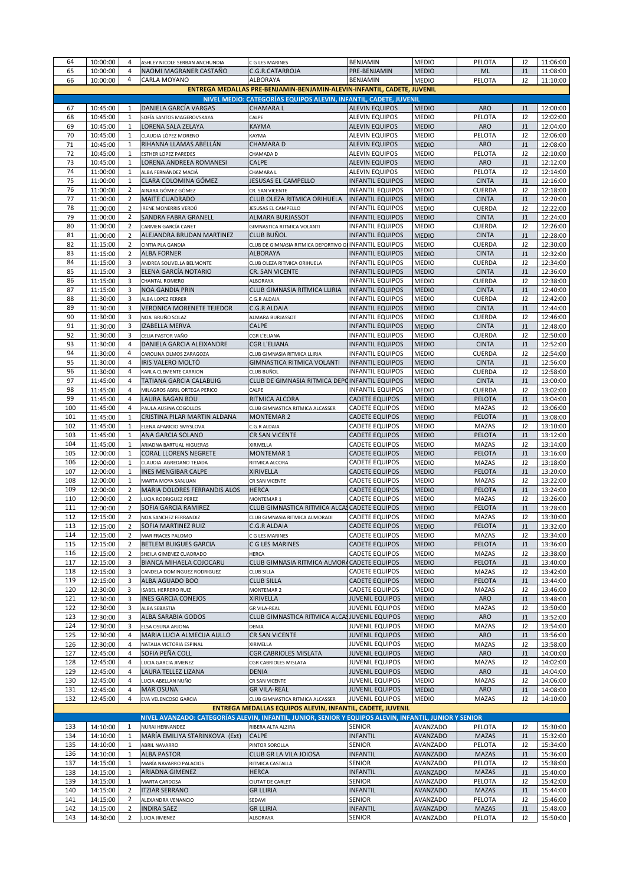| | | | | | | | | | |
|---|---|---|---|---|---|---|---|---|---|
| 64 | 10:00:00 | 4 | ASHLEY NICOLE SERBAN ANCHUNDIA | C G LES MARINES | BENJAMIN | MEDIO | PELOTA | J2 | 11:06:00 |
| 65 | 10:00:00 | 4 | NAOMI MAGRANER CASTAÑO | C.G.R.CATARROJA | PRE-BENJAMIN | MEDIO | ML | J1 | 11:08:00 |
| 66 | 10:00:00 | 4 | CARLA MOYANO | ALBORAYA | BENJAMIN | MEDIO | PELOTA | J2 | 11:10:00 |
| **ENTREGA MEDALLAS PRE-BENJAMIN-BENJAMIN-ALEVIN-INFANTIL, CADETE, JUVENIL** | | | | | | | | | |
| **NIVEL MEDIO: CATEGORÍAS EQUIPOS ALEVIN, INFANTIL, CADETE, JUVENIL** | | | | | | | | | |
| 67 | 10:45:00 | 1 | DANIELA GARCÍA VARGAS | CHAMARA L | ALEVIN EQUIPOS | MEDIO | ARO | J1 | 12:00:00 |
| 68 | 10:45:00 | 1 | SOFÍA SANTOS MAGEROVSKAYA | CALPE | ALEVIN EQUIPOS | MEDIO | PELOTA | J2 | 12:02:00 |
| 69 | 10:45:00 | 1 | LORENA SALA ZELAYA | KAYMA | ALEVIN EQUIPOS | MEDIO | ARO | J1 | 12:04:00 |
| 70 | 10:45:00 | 1 | CLAUDIA LÓPEZ MORENO | KAYMA | ALEVIN EQUIPOS | MEDIO | PELOTA | J2 | 12:06:00 |
| 71 | 10:45:00 | 1 | RIHANNA LLAMAS ABELLÁN | CHAMARA D | ALEVIN EQUIPOS | MEDIO | ARO | J1 | 12:08:00 |
| 72 | 10:45:00 | 1 | ESTHER LOPEZ PAREDES | CHAMADA D | ALEVIN EQUIPOS | MEDIO | PELOTA | J2 | 12:10:00 |
| 73 | 10:45:00 | 1 | LORENA ANDREEA ROMANESI | CALPE | ALEVIN EQUIPOS | MEDIO | ARO | J1 | 12:12:00 |
| 74 | 11:00:00 | 1 | ALBA FERNÁNDEZ MACIÁ | CHAMARA L | ALEVIN EQUIPOS | MEDIO | PELOTA | J2 | 12:14:00 |
| 75 | 11:00:00 | 1 | CLARA COLOMINA GÓMEZ | JESUSAS EL CAMPELLO | INFANTIL EQUIPOS | MEDIO | CINTA | J1 | 12:16:00 |
| 76 | 11:00:00 | 2 | AINARA GÓMEZ GÓMEZ | CR. SAN VICENTE | INFANTIL EQUIPOS | MEDIO | CUERDA | J2 | 12:18:00 |
| 77 | 11:00:00 | 2 | MAITE CUADRADO | CLUB OLEZA RITMICA ORIHUELA | INFANTIL EQUIPOS | MEDIO | CINTA | J1 | 12:20:00 |
| 78 | 11:00:00 | 2 | IRENE MONERRIS VERDÚ | JESUSAS EL CAMPELLO | INFANTIL EQUIPOS | MEDIO | CUERDA | J2 | 12:22:00 |
| 79 | 11:00:00 | 2 | SANDRA FABRA GRANELL | ALMARA BURJASSOT | INFANTIL EQUIPOS | MEDIO | CINTA | J1 | 12:24:00 |
| 80 | 11:00:00 | 2 | CARMEN GARCÍA CANET | GIMNASTICA RITMICA VOLANTI | INFANTIL EQUIPOS | MEDIO | CUERDA | J2 | 12:26:00 |
| 81 | 11:00:00 | 2 | ALEJANDRA BRUDAN MARTINEZ | CLUB BUÑOL | INFANTIL EQUIPOS | MEDIO | CINTA | J1 | 12:28:00 |
| 82 | 11:15:00 | 2 | CINTIA PLA GANDIA | CLUB DE GIMNASIA RITMICA DEPORTIVO O | INFANTIL EQUIPOS | MEDIO | CUERDA | J2 | 12:30:00 |
| 83 | 11:15:00 | 2 | ALBA FORNER | ALBORAYA | INFANTIL EQUIPOS | MEDIO | CINTA | J1 | 12:32:00 |
| 84 | 11:15:00 | 3 | ANDREA SOLIVELLA BELMONTE | CLUB OLEZA RITMICA ORIHUELA | INFANTIL EQUIPOS | MEDIO | CUERDA | J2 | 12:34:00 |
| 85 | 11:15:00 | 3 | ELENA GARCÍA NOTARIO | CR. SAN VICENTE | INFANTIL EQUIPOS | MEDIO | CINTA | J1 | 12:36:00 |
| 86 | 11:15:00 | 3 | CHANTAL ROMERO | ALBORAYA | INFANTIL EQUIPOS | MEDIO | CUERDA | J2 | 12:38:00 |
| 87 | 11:15:00 | 3 | NOA GANDIA PRIN | CLUB GIMNASIA RITMICA LLIRIA | INFANTIL EQUIPOS | MEDIO | CINTA | J1 | 12:40:00 |
| 88 | 11:30:00 | 3 | ALBA LOPEZ FERRER | C.G.R ALDAIA | INFANTIL EQUIPOS | MEDIO | CUERDA | J2 | 12:42:00 |
| 89 | 11:30:00 | 3 | VERONICA MORENETE TEJEDOR | C.G.R ALDAIA | INFANTIL EQUIPOS | MEDIO | CINTA | J1 | 12:44:00 |
| 90 | 11:30:00 | 3 | NOA BRUÑO SOLAZ | ALMARA BURJASSOT | INFANTIL EQUIPOS | MEDIO | CUERDA | J2 | 12:46:00 |
| 91 | 11:30:00 | 3 | IZABELLA MERVA | CALPE | INFANTIL EQUIPOS | MEDIO | CINTA | J1 | 12:48:00 |
| 92 | 11:30:00 | 3 | CELIA PASTOR VAÑO | CGR L'ELIANA | INFANTIL EQUIPOS | MEDIO | CUERDA | J2 | 12:50:00 |
| 93 | 11:30:00 | 4 | DANIELA GARCIA ALEIXANDRE | CGR L'ELIANA | INFANTIL EQUIPOS | MEDIO | CINTA | J1 | 12:52:00 |
| 94 | 11:30:00 | 4 | CAROLINA OLMOS ZARAGOZA | CLUB GIMNASIA RITMICA LLIRIA | INFANTIL EQUIPOS | MEDIO | CUERDA | J2 | 12:54:00 |
| 95 | 11:30:00 | 4 | IRIS VALERO MOLTÓ | GIMNASTICA RITMICA VOLANTI | INFANTIL EQUIPOS | MEDIO | CINTA | J1 | 12:56:00 |
| 96 | 11:30:00 | 4 | KARLA CLEMENTE CARRION | CLUB BUÑOL | INFANTIL EQUIPOS | MEDIO | CUERDA | J2 | 12:58:00 |
| 97 | 11:45:00 | 4 | TATIANA GARCIA CALABUIG | CLUB DE GIMNASIA RITMICA DEPO | INFANTIL EQUIPOS | MEDIO | CINTA | J1 | 13:00:00 |
| 98 | 11:45:00 | 4 | MILAGROS ABRIL ORTEGA PERICO | CALPE | INFANTIL EQUIPOS | MEDIO | CUERDA | J2 | 13:02:00 |
| 99 | 11:45:00 | 4 | LAURA BAGAN BOU | RITMICA ALCORA | CADETE EQUIPOS | MEDIO | PELOTA | J1 | 13:04:00 |
| 100 | 11:45:00 | 4 | PAULA AUSINA COGOLLOS | CLUB GIMNASTICA RITMICA ALCASSER | CADETE EQUIPOS | MEDIO | MAZAS | J2 | 13:06:00 |
| 101 | 11:45:00 | 1 | CRISTINA PILAR MARTIN ALDANA | MONTEMAR 2 | CADETE EQUIPOS | MEDIO | PELOTA | J1 | 13:08:00 |
| 102 | 11:45:00 | 1 | ELENA APARICIO SMYSLOVA | C.G.R ALDAIA | CADETE EQUIPOS | MEDIO | MAZAS | J2 | 13:10:00 |
| 103 | 11:45:00 | 1 | ANA GARCIA SOLANO | CR SAN VICENTE | CADETE EQUIPOS | MEDIO | PELOTA | J1 | 13:12:00 |
| 104 | 11:45:00 | 1 | ARIADNA BARTUAL HIGUERAS | XIRIVELLA | CADETE EQUIPOS | MEDIO | MAZAS | J2 | 13:14:00 |
| 105 | 12:00:00 | 1 | CORAL LLORENS NEGRETE | MONTEMAR 1 | CADETE EQUIPOS | MEDIO | PELOTA | J1 | 13:16:00 |
| 106 | 12:00:00 | 1 | CLAUDIA AGREDANO TEJADA | RITMICA ALCORA | CADETE EQUIPOS | MEDIO | MAZAS | J2 | 13:18:00 |
| 107 | 12:00:00 | 1 | INES MENGIBAR CALPE | XIRIVELLA | CADETE EQUIPOS | MEDIO | PELOTA | J1 | 13:20:00 |
| 108 | 12:00:00 | 1 | MARTA MOYA SANJUAN | CR SAN VICENTE | CADETE EQUIPOS | MEDIO | MAZAS | J2 | 13:22:00 |
| 109 | 12:00:00 | 2 | MARIA DOLORES FERRANDIS ALOS | HERCA | CADETE EQUIPOS | MEDIO | PELOTA | J1 | 13:24:00 |
| 110 | 12:00:00 | 2 | LUCIA RODRIGUEZ PEREZ | MONTEMAR 1 | CADETE EQUIPOS | MEDIO | MAZAS | J2 | 13:26:00 |
| 111 | 12:00:00 | 2 | SOFIA GARCIA RAMIREZ | CLUB GIMNASTICA RITMICA ALCAS | CADETE EQUIPOS | MEDIO | PELOTA | J1 | 13:28:00 |
| 112 | 12:15:00 | 2 | NOA SANCHEZ FERRANDIZ | CLUB GIMNASIA RITMICA ALMORADI | CADETE EQUIPOS | MEDIO | MAZAS | J2 | 13:30:00 |
| 113 | 12:15:00 | 2 | SOFIA MARTINEZ RUIZ | C.G.R ALDAIA | CADETE EQUIPOS | MEDIO | PELOTA | J1 | 13:32:00 |
| 114 | 12:15:00 | 2 | MAR FRACES PALOMO | C G LES MARINES | CADETE EQUIPOS | MEDIO | MAZAS | J2 | 13:34:00 |
| 115 | 12:15:00 | 2 | BETLEM BUIGUES GARCIA | C G LES MARINES | CADETE EQUIPOS | MEDIO | PELOTA | J1 | 13:36:00 |
| 116 | 12:15:00 | 2 | SHEILA GIMENEZ CUADRADO | HERCA | CADETE EQUIPOS | MEDIO | MAZAS | J2 | 13:38:00 |
| 117 | 12:15:00 | 3 | BIANCA MIHAELA COJOCARU | CLUB GIMNASIA RITMICA ALMORA | CADETE EQUIPOS | MEDIO | PELOTA | J1 | 13:40:00 |
| 118 | 12:15:00 | 3 | CANDELA DOMINGUEZ RODRIGUEZ | CLUB SILLA | CADETE EQUIPOS | MEDIO | MAZAS | J2 | 13:42:00 |
| 119 | 12:15:00 | 3 | ALBA AGUADO BOO | CLUB SILLA | CADETE EQUIPOS | MEDIO | PELOTA | J1 | 13:44:00 |
| 120 | 12:30:00 | 3 | ISABEL HERRERO RUIZ | MONTEMAR 2 | CADETE EQUIPOS | MEDIO | MAZAS | J2 | 13:46:00 |
| 121 | 12:30:00 | 3 | INES GARCIA CONEJOS | XIRIVELLA | JUVENIL EQUIPOS | MEDIO | ARO | J1 | 13:48:00 |
| 122 | 12:30:00 | 3 | ALBA SEBASTIA | GR VILA-REAL | JUVENIL EQUIPOS | MEDIO | MAZAS | J2 | 13:50:00 |
| 123 | 12:30:00 | 3 | ALBA SARABIA GODOS | CLUB GIMNASTICA RITMICA ALCAS | JUVENIL EQUIPOS | MEDIO | ARO | J1 | 13:52:00 |
| 124 | 12:30:00 | 3 | ELSA OSUNA ARJONA | DENIA | JUVENIL EQUIPOS | MEDIO | MAZAS | J2 | 13:54:00 |
| 125 | 12:30:00 | 4 | MARIA LUCIA ALMECIJA AULLO | CR SAN VICENTE | JUVENIL EQUIPOS | MEDIO | ARO | J1 | 13:56:00 |
| 126 | 12:30:00 | 4 | NATALIA VICTORIA ESPINAL | XIRIVELLA | JUVENIL EQUIPOS | MEDIO | MAZAS | J2 | 13:58:00 |
| 127 | 12:45:00 | 4 | SOFIA PEÑA COLL | CGR CABRIOLES MISLATA | JUVENIL EQUIPOS | MEDIO | ARO | J1 | 14:00:00 |
| 128 | 12:45:00 | 4 | LUCIA GARCIA JIMENEZ | CGR CABRIOLES MISLATA | JUVENIL EQUIPOS | MEDIO | MAZAS | J2 | 14:02:00 |
| 129 | 12:45:00 | 4 | LAURA TELLEZ LIZANA | DENIA | JUVENIL EQUIPOS | MEDIO | ARO | J1 | 14:04:00 |
| 130 | 12:45:00 | 4 | LUCIA ABELLAN NUÑO | CR SAN VICENTE | JUVENIL EQUIPOS | MEDIO | MAZAS | J2 | 14:06:00 |
| 131 | 12:45:00 | 4 | MAR OSUNA | GR VILA-REAL | JUVENIL EQUIPOS | MEDIO | ARO | J1 | 14:08:00 |
| 132 | 12:45:00 | 4 | EVA VELENCOSO GARCIA | CLUB GIMNASTICA RITMICA ALCASSER | JUVENIL EQUIPOS | MEDIO | MAZAS | J2 | 14:10:00 |
| **ENTREGA MEDALLAS EQUIPOS ALEVIN, INFANTIL, CADETE, JUVENIL** | | | | | | | | | |
| **NIVEL AVANZADO: CATEGORÍAS ALEVIN, INFANTIL, JUNIOR, SENIOR Y EQUIPOS ALEVIN, INFANTIL, JUNIOR Y SENIOR** | | | | | | | | | |
| 133 | 14:10:00 | 1 | NURAI HERNANDEZ | RIBERA ALTA ALZIRA | SENIOR | AVANZADO | PELOTA | J2 | 15:30:00 |
| 134 | 14:10:00 | 1 | MARÍA EMILIYA STARINKOVA (Ext) | CALPE | INFANTIL | AVANZADO | MAZAS | J1 | 15:32:00 |
| 135 | 14:10:00 | 1 | ABRIL NAVARRO | PINTOR SOROLLA | SENIOR | AVANZADO | PELOTA | J2 | 15:34:00 |
| 136 | 14:10:00 | 1 | ALBA PASTOR | CLUB GR LA VILA JOIOSA | INFANTIL | AVANZADO | MAZAS | J1 | 15:36:00 |
| 137 | 14:15:00 | 1 | MARÍA NAVARRO PALACIOS | RITMICA CASTALLA | SENIOR | AVANZADO | PELOTA | J2 | 15:38:00 |
| 138 | 14:15:00 | 1 | ARIADNA GIMENEZ | HERCA | INFANTIL | AVANZADO | MAZAS | J1 | 15:40:00 |
| 139 | 14:15:00 | 1 | MARTA CARDOSA | CIUTAT DE CARLET | SENIOR | AVANZADO | PELOTA | J2 | 15:42:00 |
| 140 | 14:15:00 | 2 | ITZIAR SERRANO | GR LLIRIA | INFANTIL | AVANZADO | MAZAS | J1 | 15:44:00 |
| 141 | 14:15:00 | 2 | ALEXANDRA VENANCIO | SEDAVI | SENIOR | AVANZADO | PELOTA | J2 | 15:46:00 |
| 142 | 14:15:00 | 2 | INDIRA SAEZ | GR LLIRIA | INFANTIL | AVANZADO | MAZAS | J1 | 15:48:00 |
| 143 | 14:30:00 | 2 | LUCIA JIMENEZ | ALBORAYA | SENIOR | AVANZADO | PELOTA | J2 | 15:50:00 |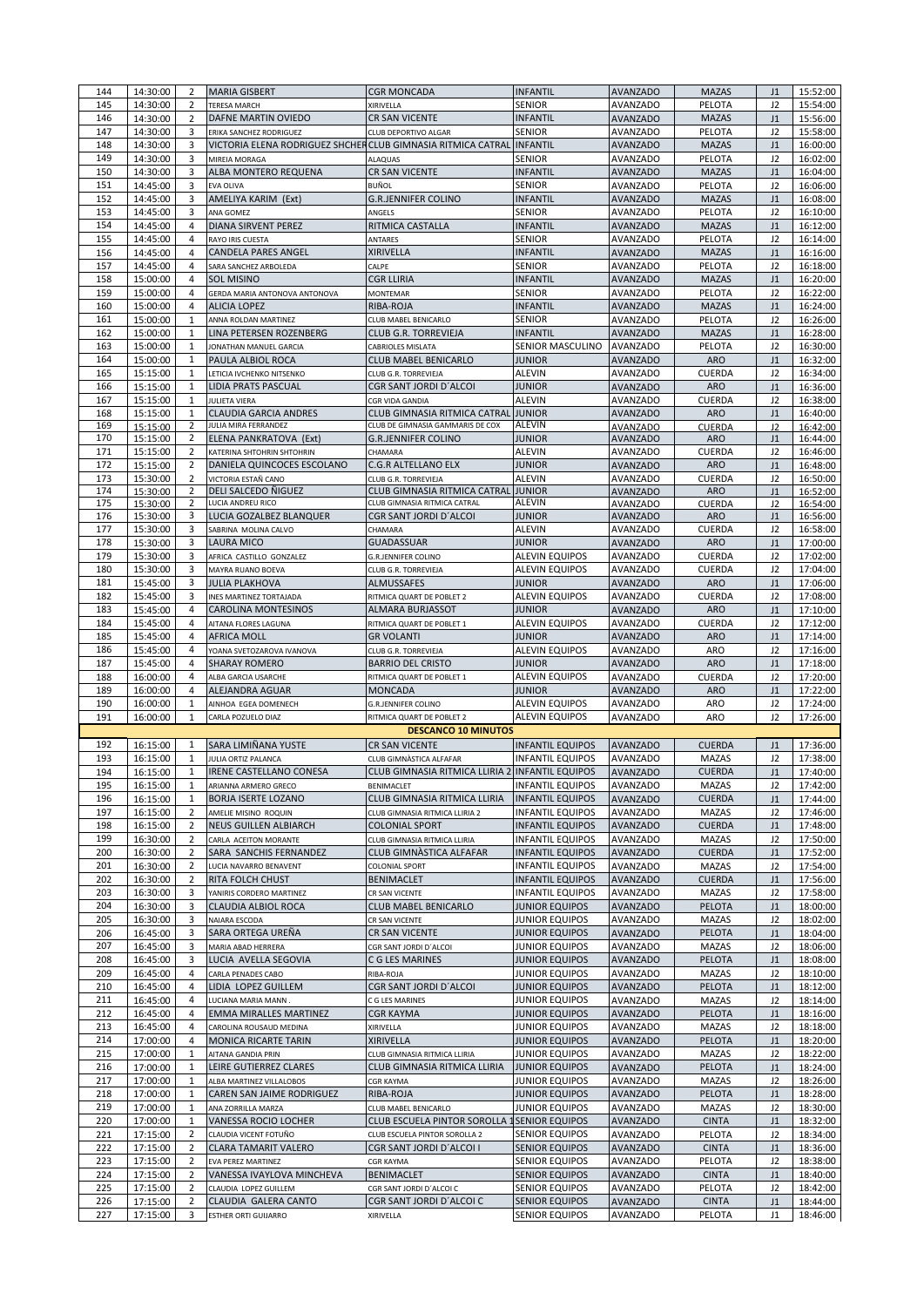| | | | | | | | | | |
|---|---|---|---|---|---|---|---|---|---|
| 144 | 14:30:00 | 2 | MARIA GISBERT | CGR MONCADA | INFANTIL | AVANZADO | MAZAS | J1 | 15:52:00 |
| 145 | 14:30:00 | 2 | TERESA MARCH | XIRIVELLA | SENIOR | AVANZADO | PELOTA | J2 | 15:54:00 |
| 146 | 14:30:00 | 2 | DAFNE MARTIN OVIEDO | CR SAN VICENTE | INFANTIL | AVANZADO | MAZAS | J1 | 15:56:00 |
| 147 | 14:30:00 | 3 | ERIKA SANCHEZ RODRIGUEZ | CLUB DEPORTIVO ALGAR | SENIOR | AVANZADO | PELOTA | J2 | 15:58:00 |
| 148 | 14:30:00 | 3 | VICTORIA ELENA RODRIGUEZ SHCHER | CLUB GIMNASIA RITMICA CATRAL | INFANTIL | AVANZADO | MAZAS | J1 | 16:00:00 |
| 149 | 14:30:00 | 3 | MIREIA MORAGA | ALAQUAS | SENIOR | AVANZADO | PELOTA | J2 | 16:02:00 |
| 150 | 14:30:00 | 3 | ALBA MONTERO REQUENA | CR SAN VICENTE | INFANTIL | AVANZADO | MAZAS | J1 | 16:04:00 |
| 151 | 14:45:00 | 3 | EVA OLIVA | BUÑOL | SENIOR | AVANZADO | PELOTA | J2 | 16:06:00 |
| 152 | 14:45:00 | 3 | AMELIYA KARIM (Ext) | G.R.JENNIFER COLINO | INFANTIL | AVANZADO | MAZAS | J1 | 16:08:00 |
| 153 | 14:45:00 | 3 | ANA GOMEZ | ANGELS | SENIOR | AVANZADO | PELOTA | J2 | 16:10:00 |
| 154 | 14:45:00 | 4 | DIANA SIRVENT PEREZ | RITMICA CASTALLA | INFANTIL | AVANZADO | MAZAS | J1 | 16:12:00 |
| 155 | 14:45:00 | 4 | RAYO IRIS CUESTA | ANTARES | SENIOR | AVANZADO | PELOTA | J2 | 16:14:00 |
| 156 | 14:45:00 | 4 | CANDELA PARES ANGEL | XIRIVELLA | INFANTIL | AVANZADO | MAZAS | J1 | 16:16:00 |
| 157 | 14:45:00 | 4 | SARA SANCHEZ ARBOLEDA | CALPE | SENIOR | AVANZADO | PELOTA | J2 | 16:18:00 |
| 158 | 15:00:00 | 4 | SOL MISINO | CGR LLIRIA | INFANTIL | AVANZADO | MAZAS | J1 | 16:20:00 |
| 159 | 15:00:00 | 4 | GERDA MARIA ANTONOVA ANTONOVA | MONTEMAR | SENIOR | AVANZADO | PELOTA | J2 | 16:22:00 |
| 160 | 15:00:00 | 4 | ALICIA LOPEZ | RIBA-ROJA | INFANTIL | AVANZADO | MAZAS | J1 | 16:24:00 |
| 161 | 15:00:00 | 1 | ANNA ROLDAN MARTINEZ | CLUB MABEL BENICARLO | SENIOR | AVANZADO | PELOTA | J2 | 16:26:00 |
| 162 | 15:00:00 | 1 | LINA PETERSEN ROZENBERG | CLUB G.R. TORREVIEJA | INFANTIL | AVANZADO | MAZAS | J1 | 16:28:00 |
| 163 | 15:00:00 | 1 | JONATHAN MANUEL GARCIA | CABRIOLES MISLATA | SENIOR MASCULINO | AVANZADO | PELOTA | J2 | 16:30:00 |
| 164 | 15:00:00 | 1 | PAULA ALBIOL ROCA | CLUB MABEL BENICARLO | JUNIOR | AVANZADO | ARO | J1 | 16:32:00 |
| 165 | 15:15:00 | 1 | LETICIA IVCHENKO NITSENKO | CLUB G.R. TORREVIEJA | ALEVIN | AVANZADO | CUERDA | J2 | 16:34:00 |
| 166 | 15:15:00 | 1 | LIDIA PRATS PASCUAL | CGR SANT JORDI D´ALCOI | JUNIOR | AVANZADO | ARO | J1 | 16:36:00 |
| 167 | 15:15:00 | 1 | JULIETA VIERA | CGR VIDA GANDIA | ALEVIN | AVANZADO | CUERDA | J2 | 16:38:00 |
| 168 | 15:15:00 | 1 | CLAUDIA GARCIA ANDRES | CLUB GIMNASIA RITMICA CATRAL | JUNIOR | AVANZADO | ARO | J1 | 16:40:00 |
| 169 | 15:15:00 | 2 | JULIA MIRA FERRANDEZ | CLUB DE GIMNASIA GAMMARIS DE COX | ALEVIN | AVANZADO | CUERDA | J2 | 16:42:00 |
| 170 | 15:15:00 | 2 | ELENA PANKRATOVA (Ext) | G.R.JENNIFER COLINO | JUNIOR | AVANZADO | ARO | J1 | 16:44:00 |
| 171 | 15:15:00 | 2 | KATERINA SHTOHRIN SHTOHRIN | CHAMARA | ALEVIN | AVANZADO | CUERDA | J2 | 16:46:00 |
| 172 | 15:15:00 | 2 | DANIELA QUINCOCES ESCOLANO | C.G.R ALTELLANO ELX | JUNIOR | AVANZADO | ARO | J1 | 16:48:00 |
| 173 | 15:30:00 | 2 | VICTORIA ESTAÑ CANO | CLUB G.R. TORREVIEJA | ALEVIN | AVANZADO | CUERDA | J2 | 16:50:00 |
| 174 | 15:30:00 | 2 | DELI SALCEDO ÑIGUEZ | CLUB GIMNASIA RITMICA CATRAL | JUNIOR | AVANZADO | ARO | J1 | 16:52:00 |
| 175 | 15:30:00 | 2 | LUCIA ANDREU RICO | CLUB GIMNASIA RITMICA CATRAL | ALEVIN | AVANZADO | CUERDA | J2 | 16:54:00 |
| 176 | 15:30:00 | 3 | LUCIA GOZALBEZ BLANQUER | CGR SANT JORDI D´ALCOI | JUNIOR | AVANZADO | ARO | J1 | 16:56:00 |
| 177 | 15:30:00 | 3 | SABRINA MOLINA CALVO | CHAMARA | ALEVIN | AVANZADO | CUERDA | J2 | 16:58:00 |
| 178 | 15:30:00 | 3 | LAURA MICO | GUADASSUAR | JUNIOR | AVANZADO | ARO | J1 | 17:00:00 |
| 179 | 15:30:00 | 3 | AFRICA CASTILLO GONZALEZ | G.R.JENNIFER COLINO | ALEVIN EQUIPOS | AVANZADO | CUERDA | J2 | 17:02:00 |
| 180 | 15:30:00 | 3 | MAYRA RUANO BOEVA | CLUB G.R. TORREVIEJA | ALEVIN EQUIPOS | AVANZADO | CUERDA | J2 | 17:04:00 |
| 181 | 15:45:00 | 3 | JULIA PLAKHOVA | ALMUSSAFES | JUNIOR | AVANZADO | ARO | J1 | 17:06:00 |
| 182 | 15:45:00 | 3 | INES MARTINEZ TORTAJADA | RITMICA QUART DE POBLET 2 | ALEVIN EQUIPOS | AVANZADO | CUERDA | J2 | 17:08:00 |
| 183 | 15:45:00 | 4 | CAROLINA MONTESINOS | ALMARA BURJASSOT | JUNIOR | AVANZADO | ARO | J1 | 17:10:00 |
| 184 | 15:45:00 | 4 | AITANA FLORES LAGUNA | RITMICA QUART DE POBLET 1 | ALEVIN EQUIPOS | AVANZADO | CUERDA | J2 | 17:12:00 |
| 185 | 15:45:00 | 4 | AFRICA MOLL | GR VOLANTI | JUNIOR | AVANZADO | ARO | J1 | 17:14:00 |
| 186 | 15:45:00 | 4 | YOANA SVETOZAROVA IVANOVA | CLUB G.R. TORREVIEJA | ALEVIN EQUIPOS | AVANZADO | ARO | J2 | 17:16:00 |
| 187 | 15:45:00 | 4 | SHARAY ROMERO | BARRIO DEL CRISTO | JUNIOR | AVANZADO | ARO | J1 | 17:18:00 |
| 188 | 16:00:00 | 4 | ALBA GARCIA USARCHE | RITMICA QUART DE POBLET 1 | ALEVIN EQUIPOS | AVANZADO | CUERDA | J2 | 17:20:00 |
| 189 | 16:00:00 | 4 | ALEJANDRA AGUAR | MONCADA | JUNIOR | AVANZADO | ARO | J1 | 17:22:00 |
| 190 | 16:00:00 | 1 | AINHOA EGEA DOMENECH | G.R.JENNIFER COLINO | ALEVIN EQUIPOS | AVANZADO | ARO | J2 | 17:24:00 |
| 191 | 16:00:00 | 1 | CARLA POZUELO DIAZ | RITMICA QUART DE POBLET 2 | ALEVIN EQUIPOS | AVANZADO | ARO | J2 | 17:26:00 |
| | | | | **DESCANCO 10 MINUTOS** | | | | | |
| 192 | 16:15:00 | 1 | SARA LIMIÑANA YUSTE | CR SAN VICENTE | INFANTIL EQUIPOS | AVANZADO | CUERDA | J1 | 17:36:00 |
| 193 | 16:15:00 | 1 | JULIA ORTIZ PALANCA | CLUB GIMNÀSTICA ALFAFAR | INFANTIL EQUIPOS | AVANZADO | MAZAS | J2 | 17:38:00 |
| 194 | 16:15:00 | 1 | IRENE CASTELLANO CONESA | CLUB GIMNASIA RITMICA LLIRIA 2 | INFANTIL EQUIPOS | AVANZADO | CUERDA | J1 | 17:40:00 |
| 195 | 16:15:00 | 1 | ARIANNA ARMERO GRECO | BENIMACLET | INFANTIL EQUIPOS | AVANZADO | MAZAS | J2 | 17:42:00 |
| 196 | 16:15:00 | 1 | BORJA ISERTE LOZANO | CLUB GIMNASIA RITMICA LLIRIA | INFANTIL EQUIPOS | AVANZADO | CUERDA | J1 | 17:44:00 |
| 197 | 16:15:00 | 2 | AMELIE MISINO ROQUIN | CLUB GIMNASIA RITMICA LLIRIA 2 | INFANTIL EQUIPOS | AVANZADO | MAZAS | J2 | 17:46:00 |
| 198 | 16:15:00 | 2 | NEUS GUILLEN ALBIARCH | COLONIAL SPORT | INFANTIL EQUIPOS | AVANZADO | CUERDA | J1 | 17:48:00 |
| 199 | 16:30:00 | 2 | CARLA ACEITON MORANTE | CLUB GIMNASIA RITMICA LLIRIA | INFANTIL EQUIPOS | AVANZADO | MAZAS | J2 | 17:50:00 |
| 200 | 16:30:00 | 2 | SARA SANCHIS FERNANDEZ | CLUB GIMNÀSTICA ALFAFAR | INFANTIL EQUIPOS | AVANZADO | CUERDA | J1 | 17:52:00 |
| 201 | 16:30:00 | 2 | LUCIA NAVARRO BENAVENT | COLONIAL SPORT | INFANTIL EQUIPOS | AVANZADO | MAZAS | J2 | 17:54:00 |
| 202 | 16:30:00 | 2 | RITA FOLCH CHUST | BENIMACLET | INFANTIL EQUIPOS | AVANZADO | CUERDA | J1 | 17:56:00 |
| 203 | 16:30:00 | 3 | YANIRIS CORDERO MARTINEZ | CR SAN VICENTE | INFANTIL EQUIPOS | AVANZADO | MAZAS | J2 | 17:58:00 |
| 204 | 16:30:00 | 3 | CLAUDIA ALBIOL ROCA | CLUB MABEL BENICARLO | JUNIOR EQUIPOS | AVANZADO | PELOTA | J1 | 18:00:00 |
| 205 | 16:30:00 | 3 | NAIARA ESCODA | CR SAN VICENTE | JUNIOR EQUIPOS | AVANZADO | MAZAS | J2 | 18:02:00 |
| 206 | 16:45:00 | 3 | SARA ORTEGA UREÑA | CR SAN VICENTE | JUNIOR EQUIPOS | AVANZADO | PELOTA | J1 | 18:04:00 |
| 207 | 16:45:00 | 3 | MARIA ABAD HERRERA | CGR SANT JORDI D´ALCOI | JUNIOR EQUIPOS | AVANZADO | MAZAS | J2 | 18:06:00 |
| 208 | 16:45:00 | 3 | LUCIA AVELLA SEGOVIA | C G LES MARINES | JUNIOR EQUIPOS | AVANZADO | PELOTA | J1 | 18:08:00 |
| 209 | 16:45:00 | 4 | CARLA PENADES CABO | RIBA-ROJA | JUNIOR EQUIPOS | AVANZADO | MAZAS | J2 | 18:10:00 |
| 210 | 16:45:00 | 4 | LIDIA LOPEZ GUILLEM | CGR SANT JORDI D´ALCOI | JUNIOR EQUIPOS | AVANZADO | PELOTA | J1 | 18:12:00 |
| 211 | 16:45:00 | 4 | LUCIANA MARIA MANN . | C G LES MARINES | JUNIOR EQUIPOS | AVANZADO | MAZAS | J2 | 18:14:00 |
| 212 | 16:45:00 | 4 | EMMA MIRALLES MARTINEZ | CGR KAYMA | JUNIOR EQUIPOS | AVANZADO | PELOTA | J1 | 18:16:00 |
| 213 | 16:45:00 | 4 | CAROLINA ROUSAUD MEDINA | XIRIVELLA | JUNIOR EQUIPOS | AVANZADO | MAZAS | J2 | 18:18:00 |
| 214 | 17:00:00 | 4 | MONICA RICARTE TARIN | XIRIVELLA | JUNIOR EQUIPOS | AVANZADO | PELOTA | J1 | 18:20:00 |
| 215 | 17:00:00 | 1 | AITANA GANDIA PRIN | CLUB GIMNASIA RITMICA LLIRIA | JUNIOR EQUIPOS | AVANZADO | MAZAS | J2 | 18:22:00 |
| 216 | 17:00:00 | 1 | LEIRE GUTIERREZ CLARES | CLUB GIMNASIA RITMICA LLIRIA | JUNIOR EQUIPOS | AVANZADO | PELOTA | J1 | 18:24:00 |
| 217 | 17:00:00 | 1 | ALBA MARTINEZ VILLALOBOS | CGR KAYMA | JUNIOR EQUIPOS | AVANZADO | MAZAS | J2 | 18:26:00 |
| 218 | 17:00:00 | 1 | CAREN SAN JAIME RODRIGUEZ | RIBA-ROJA | JUNIOR EQUIPOS | AVANZADO | PELOTA | J1 | 18:28:00 |
| 219 | 17:00:00 | 1 | ANA ZORRILLA MARZA | CLUB MABEL BENICARLO | JUNIOR EQUIPOS | AVANZADO | MAZAS | J2 | 18:30:00 |
| 220 | 17:00:00 | 1 | VANESSA ROCIO LOCHER | CLUB ESCUELA PINTOR SOROLLA 1 | SENIOR EQUIPOS | AVANZADO | CINTA | J1 | 18:32:00 |
| 221 | 17:15:00 | 2 | CLAUDIA VICENT FOTUÑO | CLUB ESCUELA PINTOR SOROLLA 2 | SENIOR EQUIPOS | AVANZADO | PELOTA | J2 | 18:34:00 |
| 222 | 17:15:00 | 2 | CLARA TAMARIT VALERO | CGR SANT JORDI D´ALCOI I | SENIOR EQUIPOS | AVANZADO | CINTA | J1 | 18:36:00 |
| 223 | 17:15:00 | 2 | EVA PEREZ MARTINEZ | CGR KAYMA | SENIOR EQUIPOS | AVANZADO | PELOTA | J2 | 18:38:00 |
| 224 | 17:15:00 | 2 | VANESSA IVAYLOVA MINCHEVA | BENIMACLET | SENIOR EQUIPOS | AVANZADO | CINTA | J1 | 18:40:00 |
| 225 | 17:15:00 | 2 | CLAUDIA LOPEZ GUILLEM | CGR SANT JORDI D´ALCOI C | SENIOR EQUIPOS | AVANZADO | PELOTA | J2 | 18:42:00 |
| 226 | 17:15:00 | 2 | CLAUDIA GALERA CANTO | CGR SANT JORDI D´ALCOI C | SENIOR EQUIPOS | AVANZADO | CINTA | J1 | 18:44:00 |
| 227 | 17:15:00 | 3 | ESTHER ORTI GUIJARRO | XIRIVELLA | SENIOR EQUIPOS | AVANZADO | PELOTA | J1 | 18:46:00 |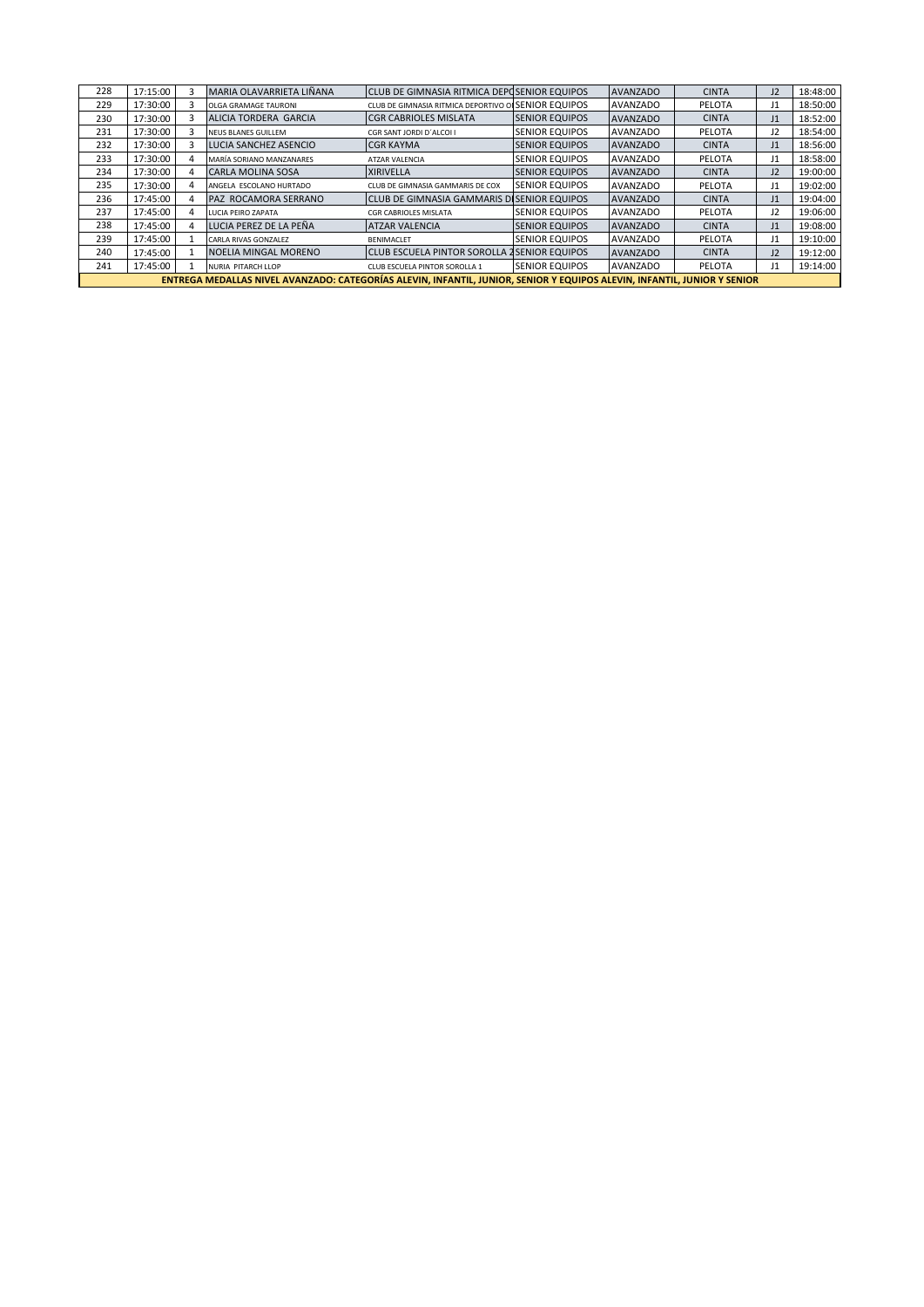| | | | | | | | | | |
|---|---|---|---|---|---|---|---|---|---|
| 228 | 17:15:00 | 3 | MARIA OLAVARRIETA LIÑANA | CLUB DE GIMNASIA RITMICA DEPO | SENIOR EQUIPOS | AVANZADO | CINTA | J2 | 18:48:00 |
| 229 | 17:30:00 | 3 | OLGA GRAMAGE TAURONI | CLUB DE GIMNASIA RITMICA DEPORTIVO O | SENIOR EQUIPOS | AVANZADO | PELOTA | J1 | 18:50:00 |
| 230 | 17:30:00 | 3 | ALICIA TORDERA GARCIA | CGR CABRIOLES MISLATA | SENIOR EQUIPOS | AVANZADO | CINTA | J1 | 18:52:00 |
| 231 | 17:30:00 | 3 | NEUS BLANES GUILLEM | CGR SANT JORDI D'ALCOI I | SENIOR EQUIPOS | AVANZADO | PELOTA | J2 | 18:54:00 |
| 232 | 17:30:00 | 3 | LUCIA SANCHEZ ASENCIO | CGR KAYMA | SENIOR EQUIPOS | AVANZADO | CINTA | J1 | 18:56:00 |
| 233 | 17:30:00 | 4 | MARÍA SORIANO MANZANARES | ATZAR VALENCIA | SENIOR EQUIPOS | AVANZADO | PELOTA | J1 | 18:58:00 |
| 234 | 17:30:00 | 4 | CARLA MOLINA SOSA | XIRIVELLA | SENIOR EQUIPOS | AVANZADO | CINTA | J2 | 19:00:00 |
| 235 | 17:30:00 | 4 | ANGELA ESCOLANO HURTADO | CLUB DE GIMNASIA GAMMARIS DE COX | SENIOR EQUIPOS | AVANZADO | PELOTA | J1 | 19:02:00 |
| 236 | 17:45:00 | 4 | PAZ ROCAMORA SERRANO | CLUB DE GIMNASIA GAMMARIS D | SENIOR EQUIPOS | AVANZADO | CINTA | J1 | 19:04:00 |
| 237 | 17:45:00 | 4 | LUCIA PEIRO ZAPATA | CGR CABRIOLES MISLATA | SENIOR EQUIPOS | AVANZADO | PELOTA | J2 | 19:06:00 |
| 238 | 17:45:00 | 4 | LUCIA PEREZ DE LA PEÑA | ATZAR VALENCIA | SENIOR EQUIPOS | AVANZADO | CINTA | J1 | 19:08:00 |
| 239 | 17:45:00 | 1 | CARLA RIVAS GONZALEZ | BENIMACLET | SENIOR EQUIPOS | AVANZADO | PELOTA | J1 | 19:10:00 |
| 240 | 17:45:00 | 1 | NOELIA MINGAL MORENO | CLUB ESCUELA PINTOR SOROLLA 2 | SENIOR EQUIPOS | AVANZADO | CINTA | J2 | 19:12:00 |
| 241 | 17:45:00 | 1 | NURIA PITARCH LLOP | CLUB ESCUELA PINTOR SOROLLA 1 | SENIOR EQUIPOS | AVANZADO | PELOTA | J1 | 19:14:00 |
| **ENTREGA MEDALLAS NIVEL AVANZADO: CATEGORÍAS ALEVIN, INFANTIL, JUNIOR, SENIOR Y EQUIPOS ALEVIN, INFANTIL, JUNIOR Y SENIOR** | | | | | | | | | |